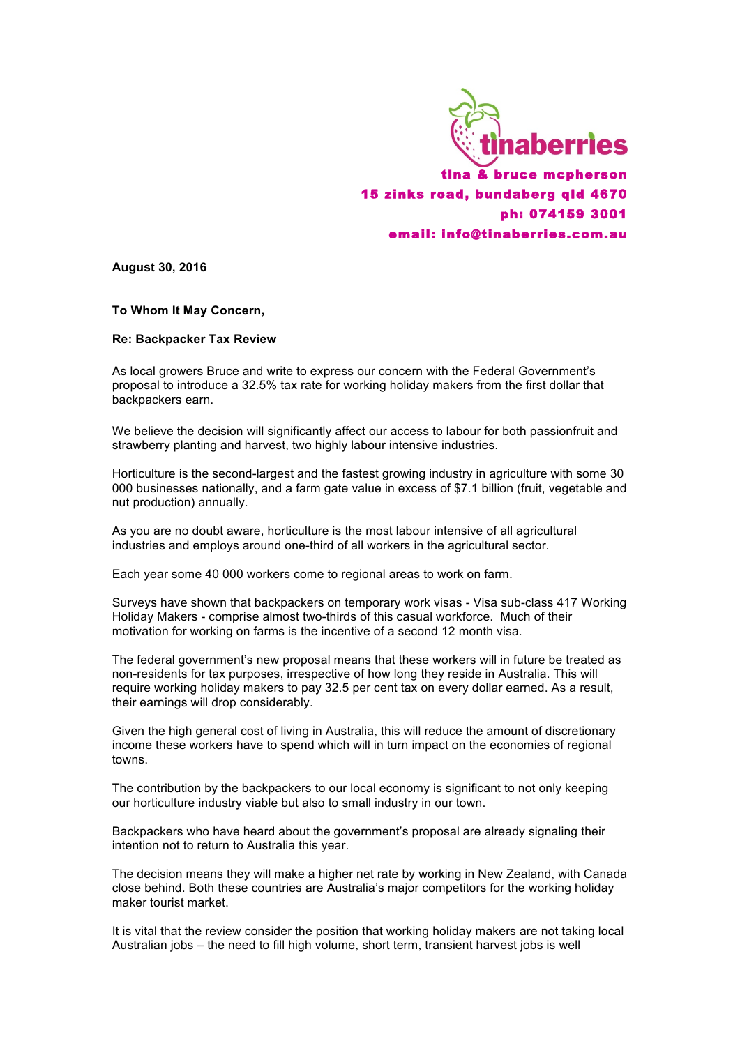tinaberries

**tina & bruce mcpherson**
**15 zinks road, bundaberg qld 4670**
**ph: 074159 3001**
**email: info@tinaberries.com.au**

**August 30, 2016**

**To Whom It May Concern,**

**Re: Backpacker Tax Review**

As local growers Bruce and write to express our concern with the Federal Government's proposal to introduce a 32.5% tax rate for working holiday makers from the first dollar that backpackers earn.

We believe the decision will significantly affect our access to labour for both passionfruit and strawberry planting and harvest, two highly labour intensive industries.

Horticulture is the second-largest and the fastest growing industry in agriculture with some 30 000 businesses nationally, and a farm gate value in excess of $7.1 billion (fruit, vegetable and nut production) annually.

As you are no doubt aware, horticulture is the most labour intensive of all agricultural industries and employs around one-third of all workers in the agricultural sector.

Each year some 40 000 workers come to regional areas to work on farm.

Surveys have shown that backpackers on temporary work visas - Visa sub-class 417 Working Holiday Makers - comprise almost two-thirds of this casual workforce. Much of their motivation for working on farms is the incentive of a second 12 month visa.

The federal government's new proposal means that these workers will in future be treated as non-residents for tax purposes, irrespective of how long they reside in Australia. This will require working holiday makers to pay 32.5 per cent tax on every dollar earned. As a result, their earnings will drop considerably.

Given the high general cost of living in Australia, this will reduce the amount of discretionary income these workers have to spend which will in turn impact on the economies of regional towns.

The contribution by the backpackers to our local economy is significant to not only keeping our horticulture industry viable but also to small industry in our town.

Backpackers who have heard about the government's proposal are already signaling their intention not to return to Australia this year.

The decision means they will make a higher net rate by working in New Zealand, with Canada close behind. Both these countries are Australia's major competitors for the working holiday maker tourist market.

It is vital that the review consider the position that working holiday makers are not taking local Australian jobs – the need to fill high volume, short term, transient harvest jobs is well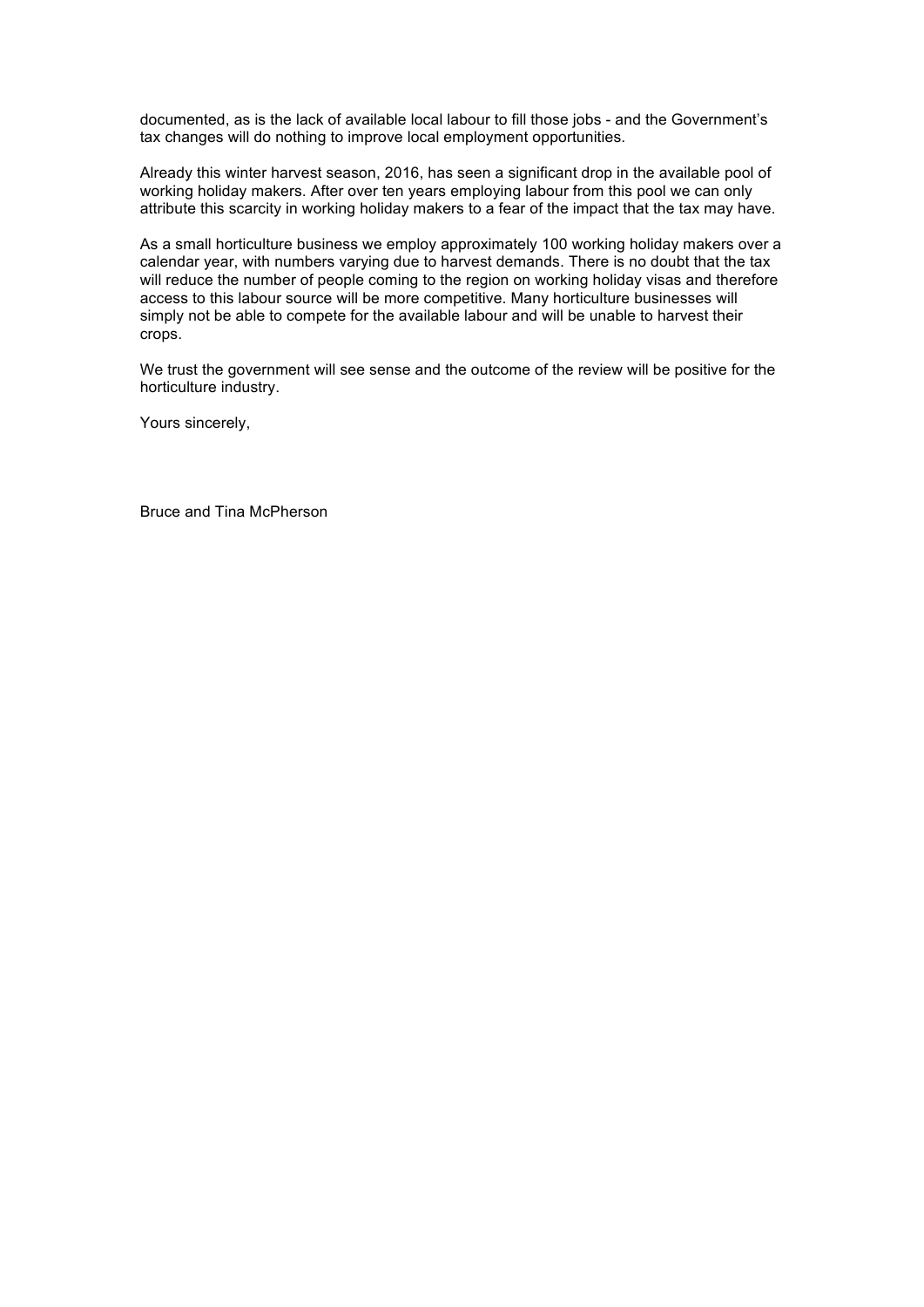documented, as is the lack of available local labour to fill those jobs - and the Government's tax changes will do nothing to improve local employment opportunities.

Already this winter harvest season, 2016, has seen a significant drop in the available pool of working holiday makers. After over ten years employing labour from this pool we can only attribute this scarcity in working holiday makers to a fear of the impact that the tax may have.

As a small horticulture business we employ approximately 100 working holiday makers over a calendar year, with numbers varying due to harvest demands. There is no doubt that the tax will reduce the number of people coming to the region on working holiday visas and therefore access to this labour source will be more competitive. Many horticulture businesses will simply not be able to compete for the available labour and will be unable to harvest their crops.

We trust the government will see sense and the outcome of the review will be positive for the horticulture industry.

Yours sincerely,

Bruce and Tina McPherson